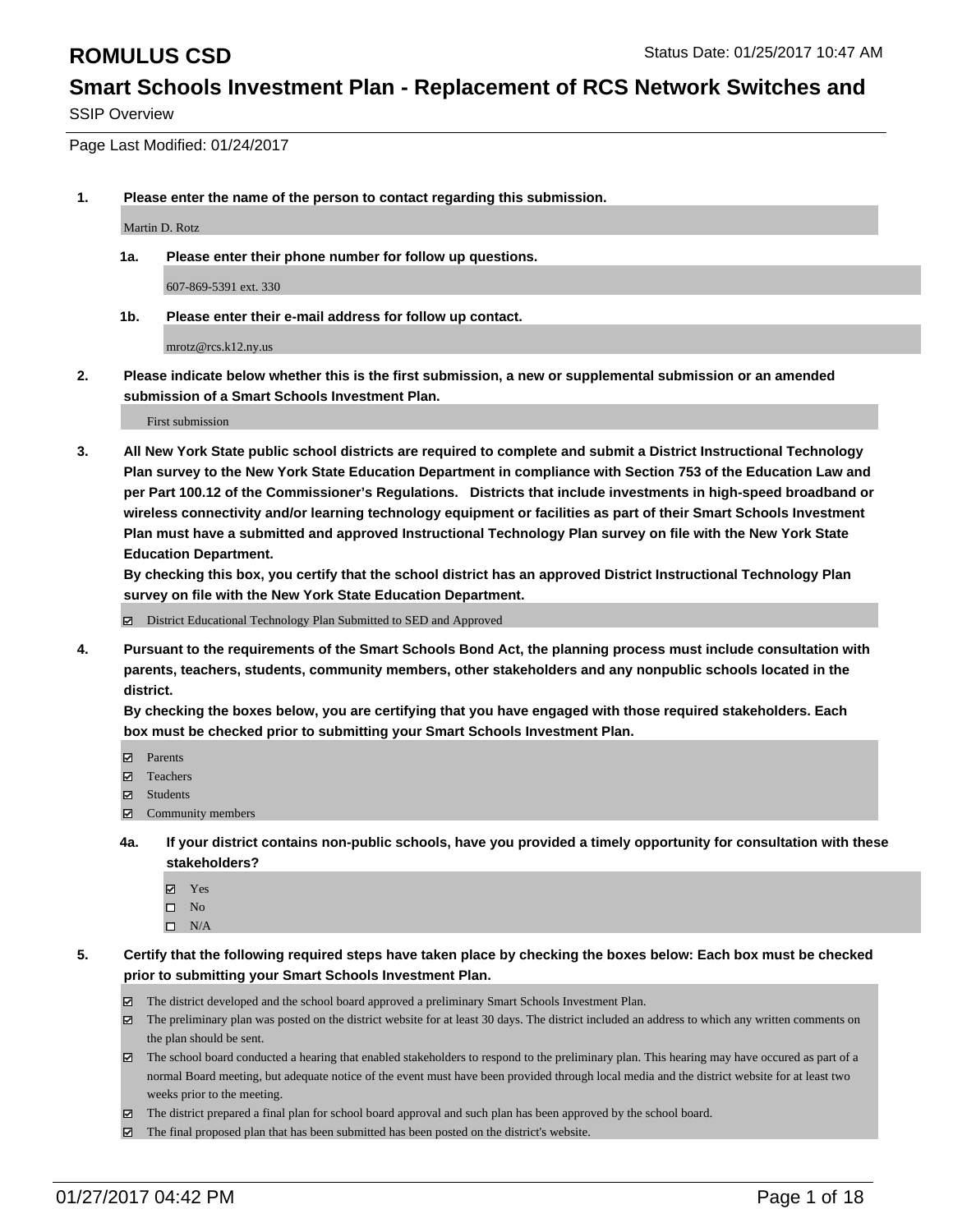# ROMULUS CSD

Status Date: 01/25/2017 10:47 AM

## Smart Schools Investment Plan - Replacement of RCS Network Switches and

SSIP Overview

Page Last Modified: 01/24/2017

**1. Please enter the name of the person to contact regarding this submission.**

Martin D. Rotz

**1a. Please enter their phone number for follow up questions.**

607-869-5391 ext. 330

**1b. Please enter their e-mail address for follow up contact.**

mrotz@rcs.k12.ny.us

**2. Please indicate below whether this is the first submission, a new or supplemental submission or an amended submission of a Smart Schools Investment Plan.**

First submission

**3. All New York State public school districts are required to complete and submit a District Instructional Technology Plan survey to the New York State Education Department in compliance with Section 753 of the Education Law and per Part 100.12 of the Commissioner's Regulations. Districts that include investments in high-speed broadband or wireless connectivity and/or learning technology equipment or facilities as part of their Smart Schools Investment Plan must have a submitted and approved Instructional Technology Plan survey on file with the New York State Education Department.**
**By checking this box, you certify that the school district has an approved District Instructional Technology Plan survey on file with the New York State Education Department.**

- ☑ District Educational Technology Plan Submitted to SED and Approved

**4. Pursuant to the requirements of the Smart Schools Bond Act, the planning process must include consultation with parents, teachers, students, community members, other stakeholders and any nonpublic schools located in the district.**
**By checking the boxes below, you are certifying that you have engaged with those required stakeholders. Each box must be checked prior to submitting your Smart Schools Investment Plan.**

- ☑ Parents
- ☑ Teachers
- ☑ Students
- ☑ Community members

**4a. If your district contains non-public schools, have you provided a timely opportunity for consultation with these stakeholders?**

- ☑ Yes
- ☐ No
- ☐ N/A

**5. Certify that the following required steps have taken place by checking the boxes below: Each box must be checked prior to submitting your Smart Schools Investment Plan.**

- ☑ The district developed and the school board approved a preliminary Smart Schools Investment Plan.
- ☑ The preliminary plan was posted on the district website for at least 30 days. The district included an address to which any written comments on the plan should be sent.
- ☑ The school board conducted a hearing that enabled stakeholders to respond to the preliminary plan. This hearing may have occured as part of a normal Board meeting, but adequate notice of the event must have been provided through local media and the district website for at least two weeks prior to the meeting.
- ☑ The district prepared a final plan for school board approval and such plan has been approved by the school board.
- ☑ The final proposed plan that has been submitted has been posted on the district's website.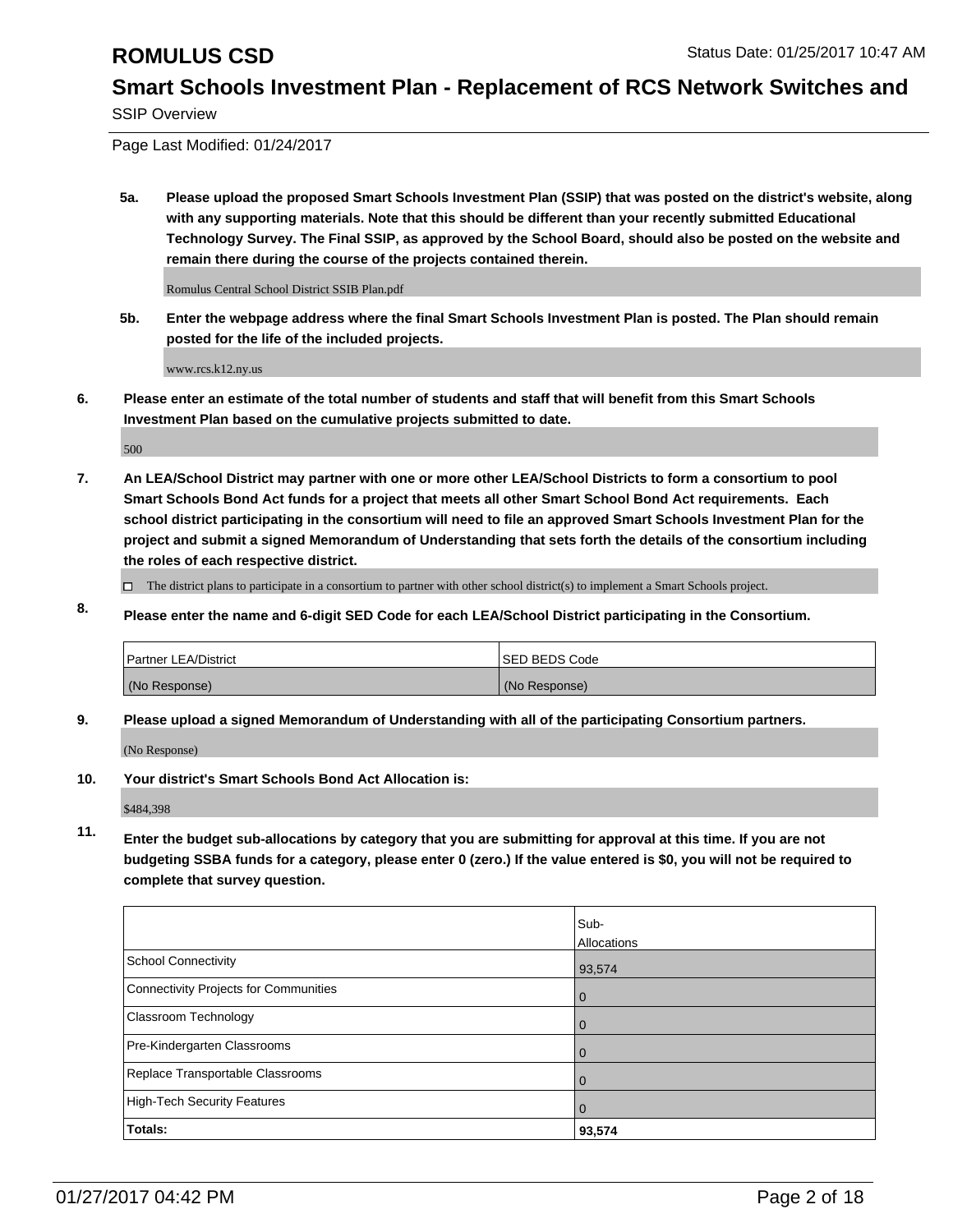**5a. Please upload the proposed Smart Schools Investment Plan (SSIP) that was posted on the district's website, along with any supporting materials. Note that this should be different than your recently submitted Educational Technology Survey. The Final SSIP, as approved by the School Board, should also be posted on the website and remain there during the course of the projects contained therein.**

Romulus Central School District SSIB Plan.pdf

**5b. Enter the webpage address where the final Smart Schools Investment Plan is posted. The Plan should remain posted for the life of the included projects.**

www.rcs.k12.ny.us

**6. Please enter an estimate of the total number of students and staff that will benefit from this Smart Schools Investment Plan based on the cumulative projects submitted to date.**

500

**7. An LEA/School District may partner with one or more other LEA/School Districts to form a consortium to pool Smart Schools Bond Act funds for a project that meets all other Smart School Bond Act requirements. Each school district participating in the consortium will need to file an approved Smart Schools Investment Plan for the project and submit a signed Memorandum of Understanding that sets forth the details of the consortium including the roles of each respective district.**

☐ The district plans to participate in a consortium to partner with other school district(s) to implement a Smart Schools project.

**8. Please enter the name and 6-digit SED Code for each LEA/School District participating in the Consortium.**

| Partner LEA/District | SED BEDS Code |
|---|---|
| (No Response) | (No Response) |

**9. Please upload a signed Memorandum of Understanding with all of the participating Consortium partners.**

(No Response)

**10. Your district's Smart Schools Bond Act Allocation is:**

$484,398

**11. Enter the budget sub-allocations by category that you are submitting for approval at this time. If you are not budgeting SSBA funds for a category, please enter 0 (zero.) If the value entered is $0, you will not be required to complete that survey question.**

| | Sub-Allocations |
|---|---|
| School Connectivity | 93,574 |
| Connectivity Projects for Communities | 0 |
| Classroom Technology | 0 |
| Pre-Kindergarten Classrooms | 0 |
| Replace Transportable Classrooms | 0 |
| High-Tech Security Features | 0 |
| **Totals:** | **93,574** |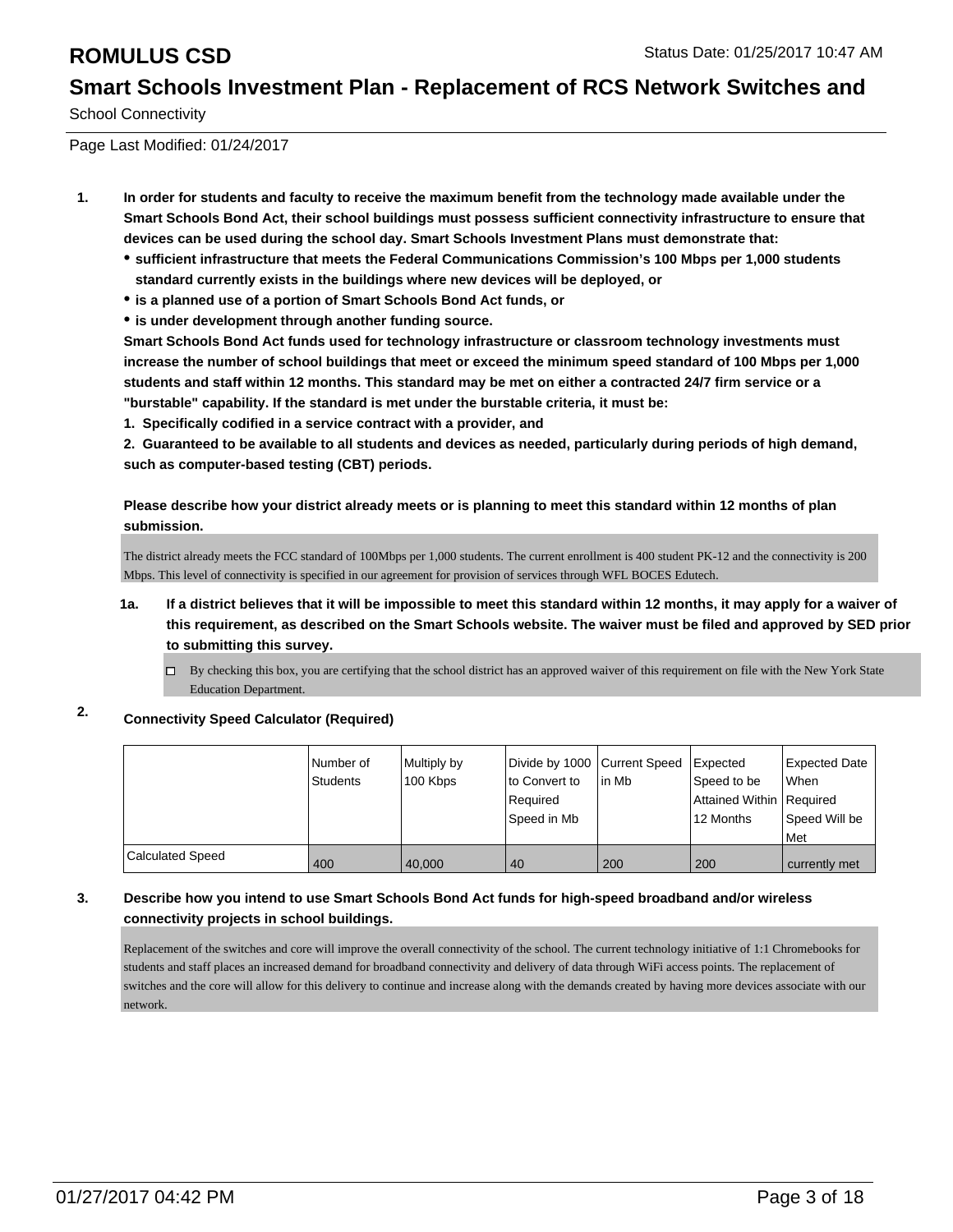1. **In order for students and faculty to receive the maximum benefit from the technology made available under the Smart Schools Bond Act, their school buildings must possess sufficient connectivity infrastructure to ensure that devices can be used during the school day. Smart Schools Investment Plans must demonstrate that:**
   - **sufficient infrastructure that meets the Federal Communications Commission's 100 Mbps per 1,000 students standard currently exists in the buildings where new devices will be deployed, or**
   - **is a planned use of a portion of Smart Schools Bond Act funds, or**
   - **is under development through another funding source.**

   **Smart Schools Bond Act funds used for technology infrastructure or classroom technology investments must increase the number of school buildings that meet or exceed the minimum speed standard of 100 Mbps per 1,000 students and staff within 12 months. This standard may be met on either a contracted 24/7 firm service or a "burstable" capability. If the standard is met under the burstable criteria, it must be:**

   **1. Specifically codified in a service contract with a provider, and**

   **2. Guaranteed to be available to all students and devices as needed, particularly during periods of high demand, such as computer-based testing (CBT) periods.**

   **Please describe how your district already meets or is planning to meet this standard within 12 months of plan submission.**

   The district already meets the FCC standard of 100Mbps per 1,000 students. The current enrollment is 400 student PK-12 and the connectivity is 200 Mbps. This level of connectivity is specified in our agreement for provision of services through WFL BOCES Edutech.

   1a. **If a district believes that it will be impossible to meet this standard within 12 months, it may apply for a waiver of this requirement, as described on the Smart Schools website. The waiver must be filed and approved by SED prior to submitting this survey.**

   - [ ] By checking this box, you are certifying that the school district has an approved waiver of this requirement on file with the New York State Education Department.

2. **Connectivity Speed Calculator (Required)**

| | Number of Students | Multiply by 100 Kbps | Divide by 1000 to Convert to Required Speed in Mb | Current Speed in Mb | Expected Speed to be Attained Within 12 Months | Expected Date When Required Speed Will be Met |
|---|---|---|---|---|---|---|
| Calculated Speed | 400 | 40,000 | 40 | 200 | 200 | currently met |

3. **Describe how you intend to use Smart Schools Bond Act funds for high-speed broadband and/or wireless connectivity projects in school buildings.**

   Replacement of the switches and core will improve the overall connectivity of the school. The current technology initiative of 1:1 Chromebooks for students and staff places an increased demand for broadband connectivity and delivery of data through WiFi access points. The replacement of switches and the core will allow for this delivery to continue and increase along with the demands created by having more devices associate with our network.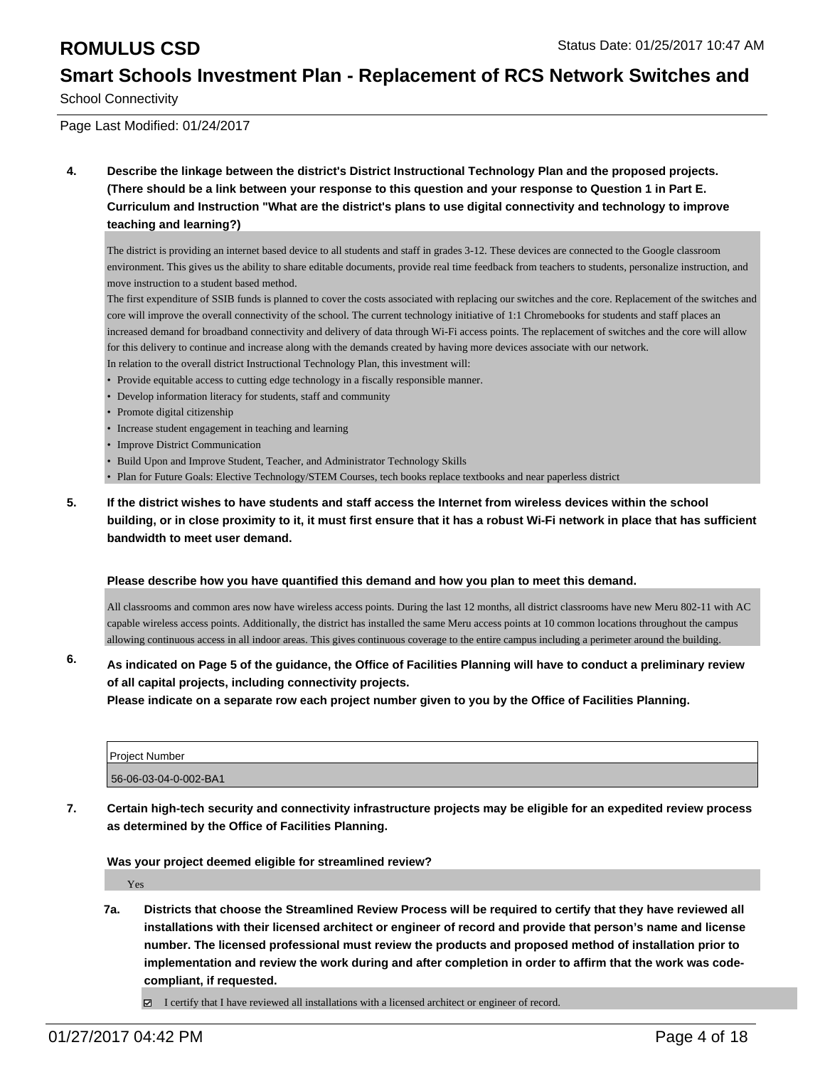**4. Describe the linkage between the district's District Instructional Technology Plan and the proposed projects. (There should be a link between your response to this question and your response to Question 1 in Part E. Curriculum and Instruction "What are the district's plans to use digital connectivity and technology to improve teaching and learning?)**

The district is providing an internet based device to all students and staff in grades 3-12. These devices are connected to the Google classroom environment. This gives us the ability to share editable documents, provide real time feedback from teachers to students, personalize instruction, and move instruction to a student based method.
The first expenditure of SSIB funds is planned to cover the costs associated with replacing our switches and the core. Replacement of the switches and core will improve the overall connectivity of the school. The current technology initiative of 1:1 Chromebooks for students and staff places an increased demand for broadband connectivity and delivery of data through Wi-Fi access points. The replacement of switches and the core will allow for this delivery to continue and increase along with the demands created by having more devices associate with our network.
In relation to the overall district Instructional Technology Plan, this investment will:

- Provide equitable access to cutting edge technology in a fiscally responsible manner.
- Develop information literacy for students, staff and community
- Promote digital citizenship
- Increase student engagement in teaching and learning
- Improve District Communication
- Build Upon and Improve Student, Teacher, and Administrator Technology Skills
- Plan for Future Goals: Elective Technology/STEM Courses, tech books replace textbooks and near paperless district

**5. If the district wishes to have students and staff access the Internet from wireless devices within the school building, or in close proximity to it, it must first ensure that it has a robust Wi-Fi network in place that has sufficient bandwidth to meet user demand.**

**Please describe how you have quantified this demand and how you plan to meet this demand.**

All classrooms and common ares now have wireless access points. During the last 12 months, all district classrooms have new Meru 802-11 with AC capable wireless access points. Additionally, the district has installed the same Meru access points at 10 common locations throughout the campus allowing continuous access in all indoor areas. This gives continuous coverage to the entire campus including a perimeter around the building.

**6. As indicated on Page 5 of the guidance, the Office of Facilities Planning will have to conduct a preliminary review of all capital projects, including connectivity projects.**
**Please indicate on a separate row each project number given to you by the Office of Facilities Planning.**

| Project Number |
|---|
| 56-06-03-04-0-002-BA1 |

**7. Certain high-tech security and connectivity infrastructure projects may be eligible for an expedited review process as determined by the Office of Facilities Planning.**

**Was your project deemed eligible for streamlined review?**

Yes

**7a. Districts that choose the Streamlined Review Process will be required to certify that they have reviewed all installations with their licensed architect or engineer of record and provide that person's name and license number. The licensed professional must review the products and proposed method of installation prior to implementation and review the work during and after completion in order to affirm that the work was code-compliant, if requested.**

☑ I certify that I have reviewed all installations with a licensed architect or engineer of record.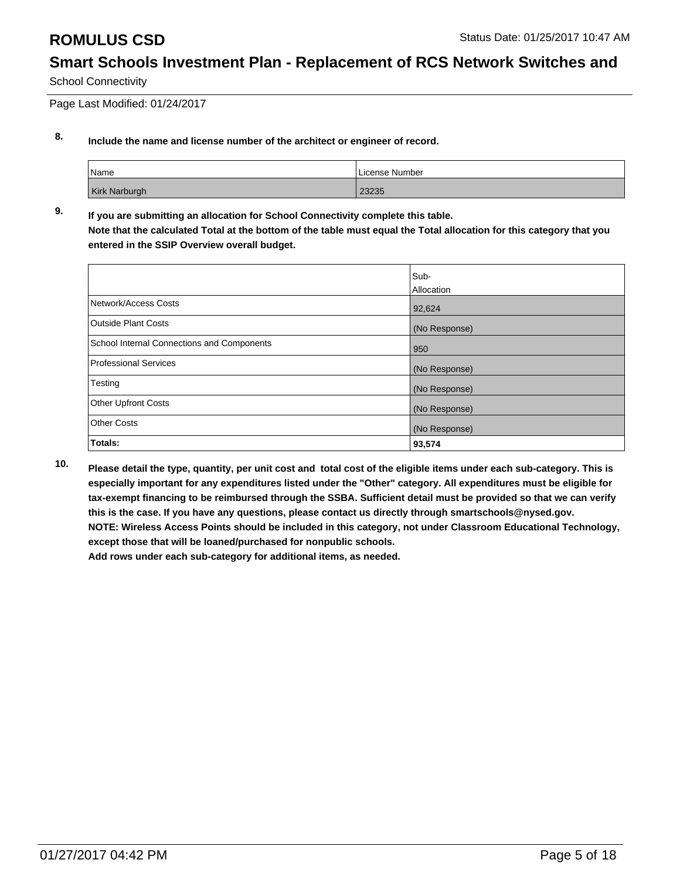8. **Include the name and license number of the architect or engineer of record.**

| Name | License Number |
| --- | --- |
| Kirk Narburgh | 23235 |

9. **If you are submitting an allocation for School Connectivity complete this table.**
**Note that the calculated Total at the bottom of the table must equal the Total allocation for this category that you entered in the SSIP Overview overall budget.**

| | Sub-Allocation |
| --- | --- |
| Network/Access Costs | 92,624 |
| Outside Plant Costs | (No Response) |
| School Internal Connections and Components | 950 |
| Professional Services | (No Response) |
| Testing | (No Response) |
| Other Upfront Costs | (No Response) |
| Other Costs | (No Response) |
| **Totals:** | **93,574** |

10. **Please detail the type, quantity, per unit cost and total cost of the eligible items under each sub-category. This is especially important for any expenditures listed under the "Other" category. All expenditures must be eligible for tax-exempt financing to be reimbursed through the SSBA. Sufficient detail must be provided so that we can verify this is the case. If you have any questions, please contact us directly through smartschools@nysed.gov.**
**NOTE: Wireless Access Points should be included in this category, not under Classroom Educational Technology, except those that will be loaned/purchased for nonpublic schools.**
**Add rows under each sub-category for additional items, as needed.**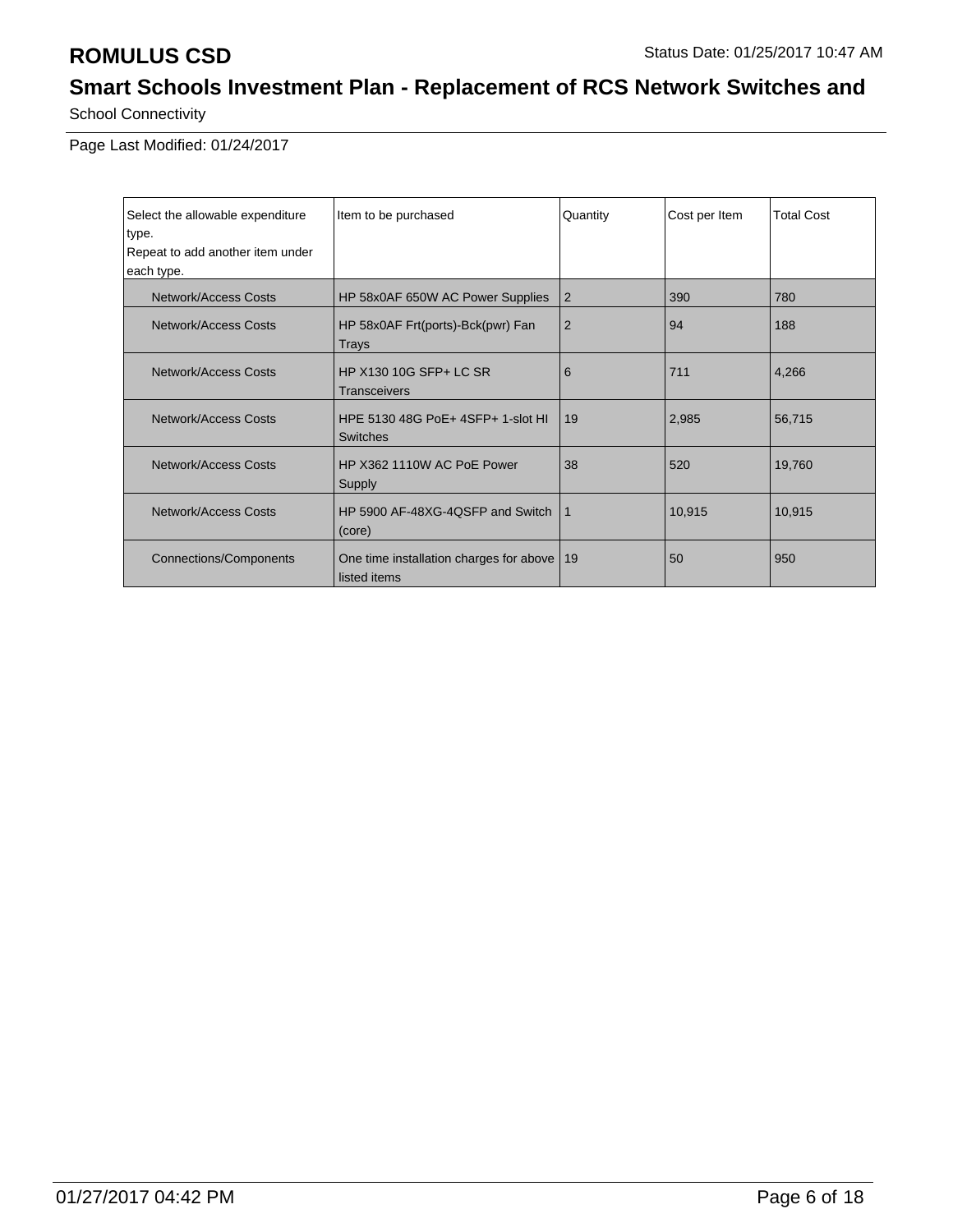| Select the allowable expenditure type. Repeat to add another item under each type. | Item to be purchased | Quantity | Cost per Item | Total Cost |
|---|---|---|---|---|
| Network/Access Costs | HP 58x0AF 650W AC Power Supplies | 2 | 390 | 780 |
| Network/Access Costs | HP 58x0AF Frt(ports)-Bck(pwr) Fan Trays | 2 | 94 | 188 |
| Network/Access Costs | HP X130 10G SFP+ LC SR Transceivers | 6 | 711 | 4,266 |
| Network/Access Costs | HPE 5130 48G PoE+ 4SFP+ 1-slot HI Switches | 19 | 2,985 | 56,715 |
| Network/Access Costs | HP X362 1110W AC PoE Power Supply | 38 | 520 | 19,760 |
| Network/Access Costs | HP 5900 AF-48XG-4QSFP and Switch (core) | 1 | 10,915 | 10,915 |
| Connections/Components | One time installation charges for above listed items | 19 | 50 | 950 |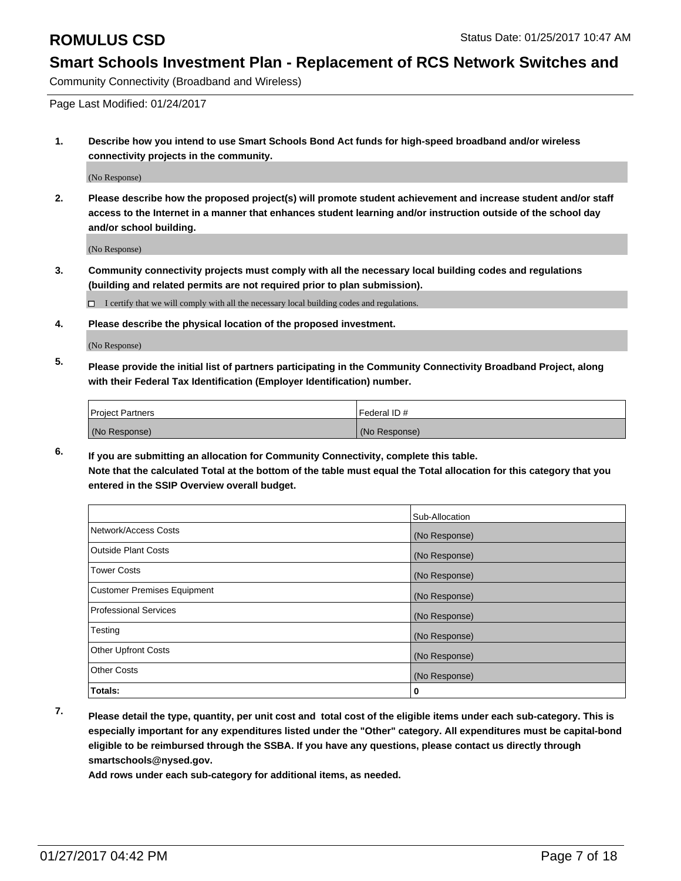# ROMULUS CSD

Status Date: 01/25/2017 10:47 AM

## Smart Schools Investment Plan - Replacement of RCS Network Switches and

Community Connectivity (Broadband and Wireless)

Page Last Modified: 01/24/2017

**1. Describe how you intend to use Smart Schools Bond Act funds for high-speed broadband and/or wireless connectivity projects in the community.**

(No Response)

**2. Please describe how the proposed project(s) will promote student achievement and increase student and/or staff access to the Internet in a manner that enhances student learning and/or instruction outside of the school day and/or school building.**

(No Response)

**3. Community connectivity projects must comply with all the necessary local building codes and regulations (building and related permits are not required prior to plan submission).**

☐ I certify that we will comply with all the necessary local building codes and regulations.

**4. Please describe the physical location of the proposed investment.**

(No Response)

**5. Please provide the initial list of partners participating in the Community Connectivity Broadband Project, along with their Federal Tax Identification (Employer Identification) number.**

| Project Partners | Federal ID # |
|---|---|
| (No Response) | (No Response) |

**6. If you are submitting an allocation for Community Connectivity, complete this table.**
**Note that the calculated Total at the bottom of the table must equal the Total allocation for this category that you entered in the SSIP Overview overall budget.**

| | Sub-Allocation |
|---|---|
| Network/Access Costs | (No Response) |
| Outside Plant Costs | (No Response) |
| Tower Costs | (No Response) |
| Customer Premises Equipment | (No Response) |
| Professional Services | (No Response) |
| Testing | (No Response) |
| Other Upfront Costs | (No Response) |
| Other Costs | (No Response) |
| **Totals:** | **0** |

**7. Please detail the type, quantity, per unit cost and total cost of the eligible items under each sub-category. This is especially important for any expenditures listed under the "Other" category. All expenditures must be capital-bond eligible to be reimbursed through the SSBA. If you have any questions, please contact us directly through smartschools@nysed.gov.**

**Add rows under each sub-category for additional items, as needed.**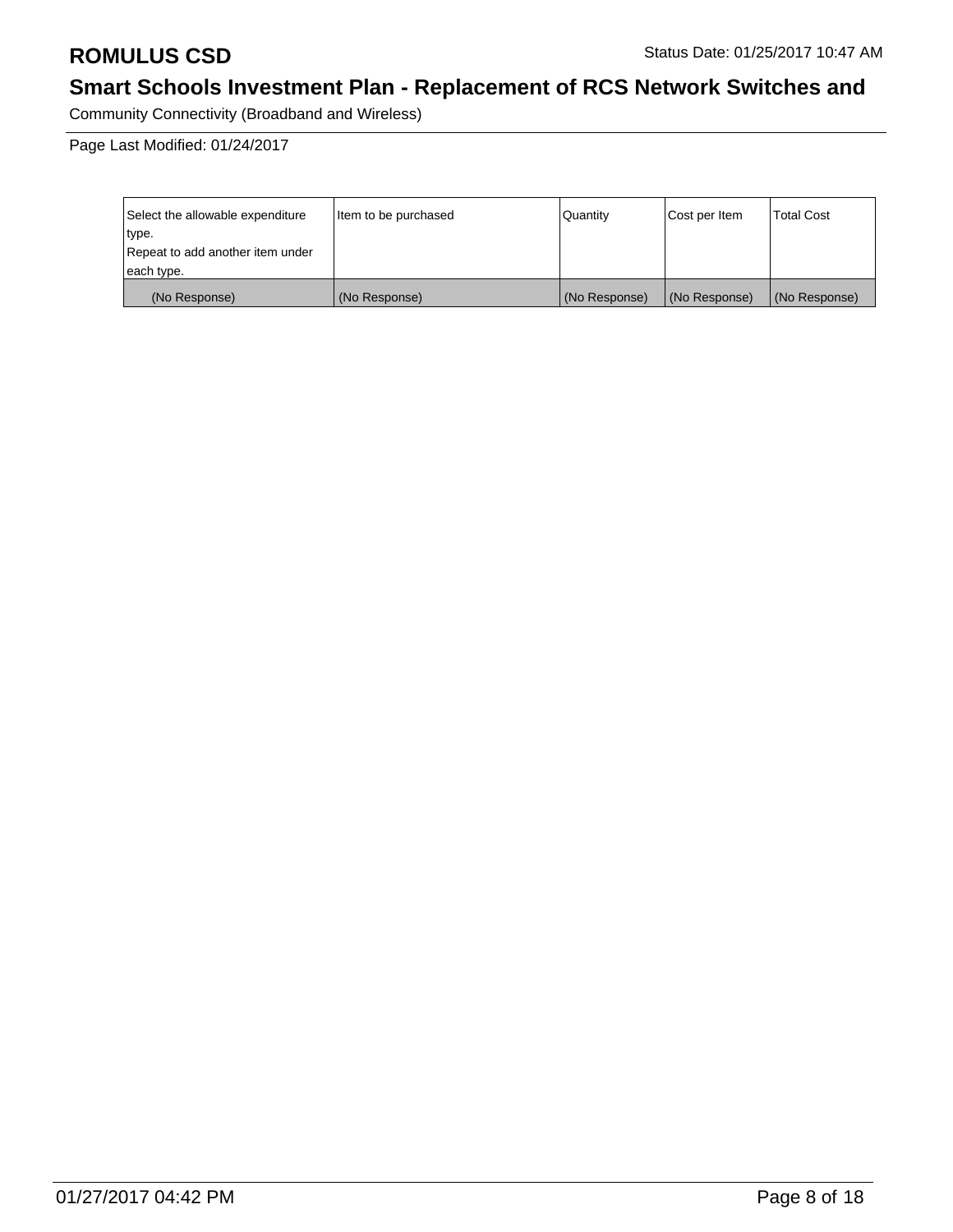| Select the allowable expenditure type.<br>Repeat to add another item under each type. | Item to be purchased | Quantity | Cost per Item | Total Cost |
|---|---|---|---|---|
| (No Response) | (No Response) | (No Response) | (No Response) | (No Response) |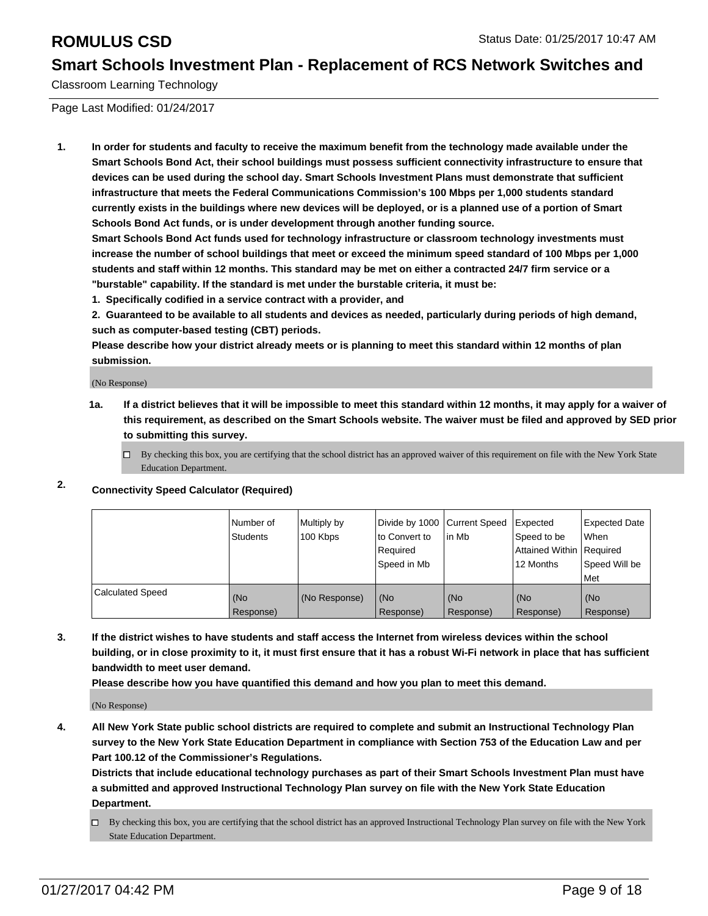# ROMULUS CSD

Status Date: 01/25/2017 10:47 AM

## Smart Schools Investment Plan - Replacement of RCS Network Switches and Classroom Learning Technology

Page Last Modified: 01/24/2017

**1. In order for students and faculty to receive the maximum benefit from the technology made available under the Smart Schools Bond Act, their school buildings must possess sufficient connectivity infrastructure to ensure that devices can be used during the school day. Smart Schools Investment Plans must demonstrate that sufficient infrastructure that meets the Federal Communications Commission's 100 Mbps per 1,000 students standard currently exists in the buildings where new devices will be deployed, or is a planned use of a portion of Smart Schools Bond Act funds, or is under development through another funding source.**

**Smart Schools Bond Act funds used for technology infrastructure or classroom technology investments must increase the number of school buildings that meet or exceed the minimum speed standard of 100 Mbps per 1,000 students and staff within 12 months. This standard may be met on either a contracted 24/7 firm service or a "burstable" capability. If the standard is met under the burstable criteria, it must be:**

**1. Specifically codified in a service contract with a provider, and**

**2. Guaranteed to be available to all students and devices as needed, particularly during periods of high demand, such as computer-based testing (CBT) periods.**

**Please describe how your district already meets or is planning to meet this standard within 12 months of plan submission.**

(No Response)

**1a. If a district believes that it will be impossible to meet this standard within 12 months, it may apply for a waiver of this requirement, as described on the Smart Schools website. The waiver must be filed and approved by SED prior to submitting this survey.**

☐ By checking this box, you are certifying that the school district has an approved waiver of this requirement on file with the New York State Education Department.

**2. Connectivity Speed Calculator (Required)**

| | Number of Students | Multiply by 100 Kbps | Divide by 1000 to Convert to Required Speed in Mb | Current Speed in Mb | Expected Speed to be Attained Within 12 Months | Expected Date When Required Speed Will be Met |
|---|---|---|---|---|---|---|
| Calculated Speed | (No Response) | (No Response) | (No Response) | (No Response) | (No Response) | (No Response) |

**3. If the district wishes to have students and staff access the Internet from wireless devices within the school building, or in close proximity to it, it must first ensure that it has a robust Wi-Fi network in place that has sufficient bandwidth to meet user demand.**

**Please describe how you have quantified this demand and how you plan to meet this demand.**

(No Response)

**4. All New York State public school districts are required to complete and submit an Instructional Technology Plan survey to the New York State Education Department in compliance with Section 753 of the Education Law and per Part 100.12 of the Commissioner's Regulations.**

**Districts that include educational technology purchases as part of their Smart Schools Investment Plan must have a submitted and approved Instructional Technology Plan survey on file with the New York State Education Department.**

☐ By checking this box, you are certifying that the school district has an approved Instructional Technology Plan survey on file with the New York State Education Department.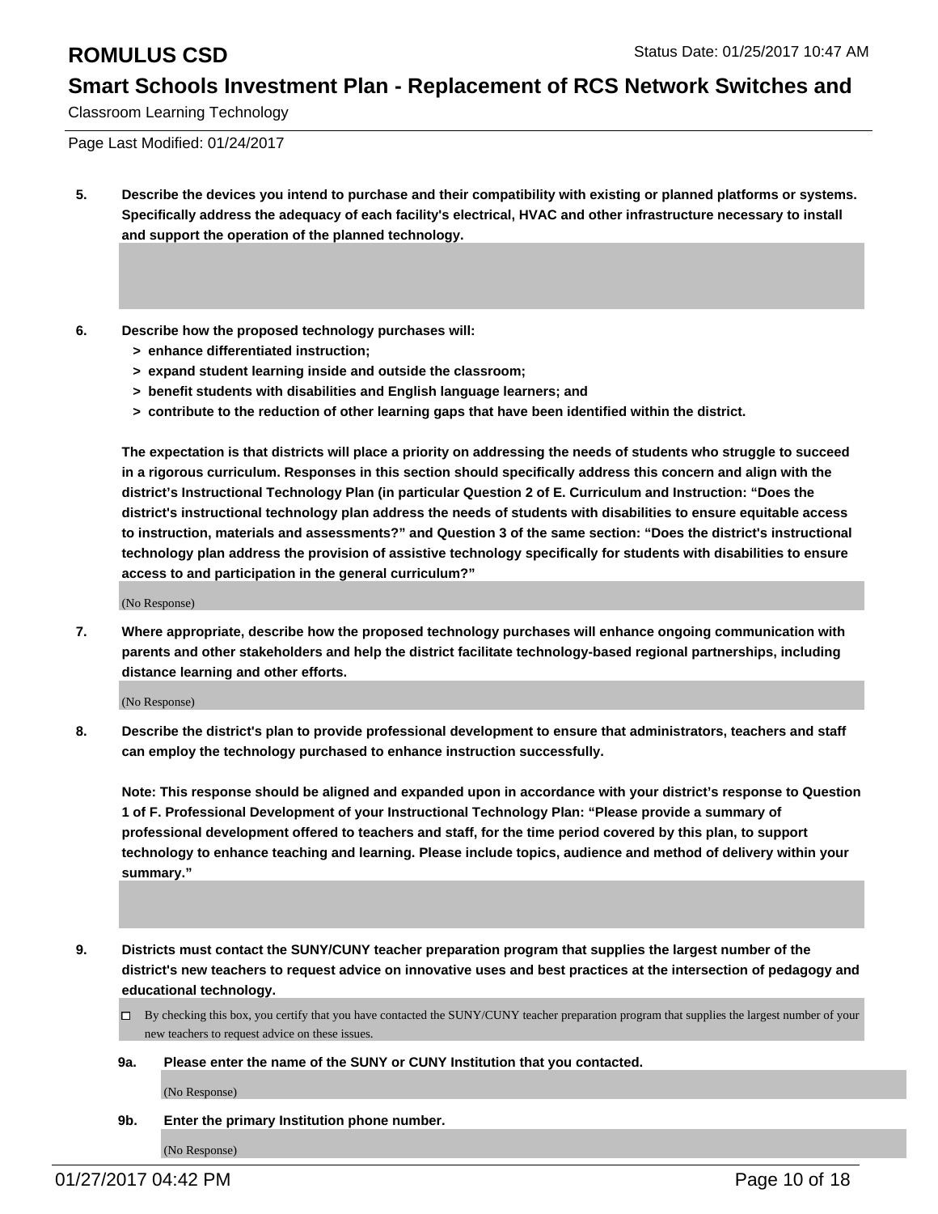**5. Describe the devices you intend to purchase and their compatibility with existing or planned platforms or systems. Specifically address the adequacy of each facility's electrical, HVAC and other infrastructure necessary to install and support the operation of the planned technology.**

**6. Describe how the proposed technology purchases will:**

- **> enhance differentiated instruction;**
- **> expand student learning inside and outside the classroom;**
- **> benefit students with disabilities and English language learners; and**
- **> contribute to the reduction of other learning gaps that have been identified within the district.**

**The expectation is that districts will place a priority on addressing the needs of students who struggle to succeed in a rigorous curriculum. Responses in this section should specifically address this concern and align with the district's Instructional Technology Plan (in particular Question 2 of E. Curriculum and Instruction: "Does the district's instructional technology plan address the needs of students with disabilities to ensure equitable access to instruction, materials and assessments?" and Question 3 of the same section: "Does the district's instructional technology plan address the provision of assistive technology specifically for students with disabilities to ensure access to and participation in the general curriculum?"**

(No Response)

**7. Where appropriate, describe how the proposed technology purchases will enhance ongoing communication with parents and other stakeholders and help the district facilitate technology-based regional partnerships, including distance learning and other efforts.**

(No Response)

**8. Describe the district's plan to provide professional development to ensure that administrators, teachers and staff can employ the technology purchased to enhance instruction successfully.**

**Note: This response should be aligned and expanded upon in accordance with your district's response to Question 1 of F. Professional Development of your Instructional Technology Plan: "Please provide a summary of professional development offered to teachers and staff, for the time period covered by this plan, to support technology to enhance teaching and learning. Please include topics, audience and method of delivery within your summary."**

**9. Districts must contact the SUNY/CUNY teacher preparation program that supplies the largest number of the district's new teachers to request advice on innovative uses and best practices at the intersection of pedagogy and educational technology.**

☐ By checking this box, you certify that you have contacted the SUNY/CUNY teacher preparation program that supplies the largest number of your new teachers to request advice on these issues.

**9a. Please enter the name of the SUNY or CUNY Institution that you contacted.**

(No Response)

**9b. Enter the primary Institution phone number.**

(No Response)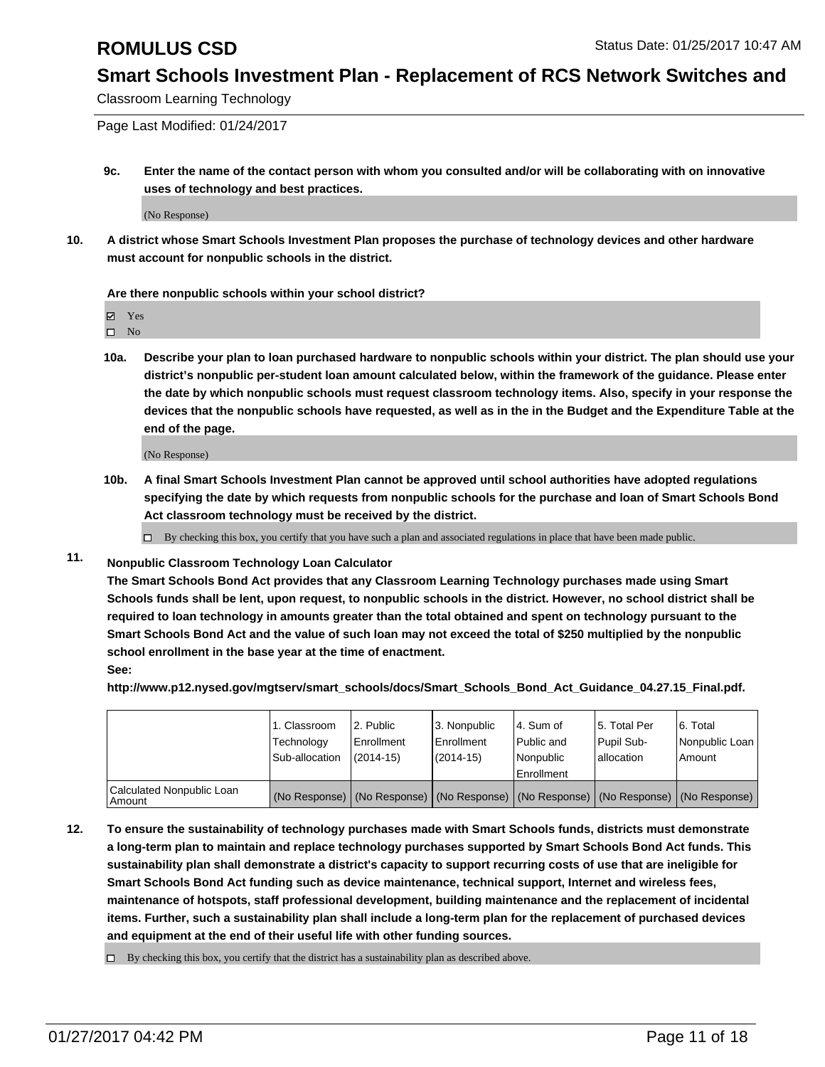**9c. Enter the name of the contact person with whom you consulted and/or will be collaborating with on innovative uses of technology and best practices.**

(No Response)

**10. A district whose Smart Schools Investment Plan proposes the purchase of technology devices and other hardware must account for nonpublic schools in the district.**

**Are there nonpublic schools within your school district?**

☑ Yes
☐ No

**10a. Describe your plan to loan purchased hardware to nonpublic schools within your district. The plan should use your district's nonpublic per-student loan amount calculated below, within the framework of the guidance. Please enter the date by which nonpublic schools must request classroom technology items. Also, specify in your response the devices that the nonpublic schools have requested, as well as in the in the Budget and the Expenditure Table at the end of the page.**

(No Response)

**10b. A final Smart Schools Investment Plan cannot be approved until school authorities have adopted regulations specifying the date by which requests from nonpublic schools for the purchase and loan of Smart Schools Bond Act classroom technology must be received by the district.**

☐ By checking this box, you certify that you have such a plan and associated regulations in place that have been made public.

**11. Nonpublic Classroom Technology Loan Calculator**

**The Smart Schools Bond Act provides that any Classroom Learning Technology purchases made using Smart Schools funds shall be lent, upon request, to nonpublic schools in the district. However, no school district shall be required to loan technology in amounts greater than the total obtained and spent on technology pursuant to the Smart Schools Bond Act and the value of such loan may not exceed the total of $250 multiplied by the nonpublic school enrollment in the base year at the time of enactment.**

**See:**

**http://www.p12.nysed.gov/mgtserv/smart_schools/docs/Smart_Schools_Bond_Act_Guidance_04.27.15_Final.pdf.**

| | 1. Classroom Technology Sub-allocation | 2. Public Enrollment (2014-15) | 3. Nonpublic Enrollment (2014-15) | 4. Sum of Public and Nonpublic Enrollment | 5. Total Per Pupil Sub-allocation | 6. Total Nonpublic Loan Amount |
|---|---|---|---|---|---|---|
| Calculated Nonpublic Loan Amount | (No Response) | (No Response) | (No Response) | (No Response) | (No Response) | (No Response) |

**12. To ensure the sustainability of technology purchases made with Smart Schools funds, districts must demonstrate a long-term plan to maintain and replace technology purchases supported by Smart Schools Bond Act funds. This sustainability plan shall demonstrate a district's capacity to support recurring costs of use that are ineligible for Smart Schools Bond Act funding such as device maintenance, technical support, Internet and wireless fees, maintenance of hotspots, staff professional development, building maintenance and the replacement of incidental items. Further, such a sustainability plan shall include a long-term plan for the replacement of purchased devices and equipment at the end of their useful life with other funding sources.**

☐ By checking this box, you certify that the district has a sustainability plan as described above.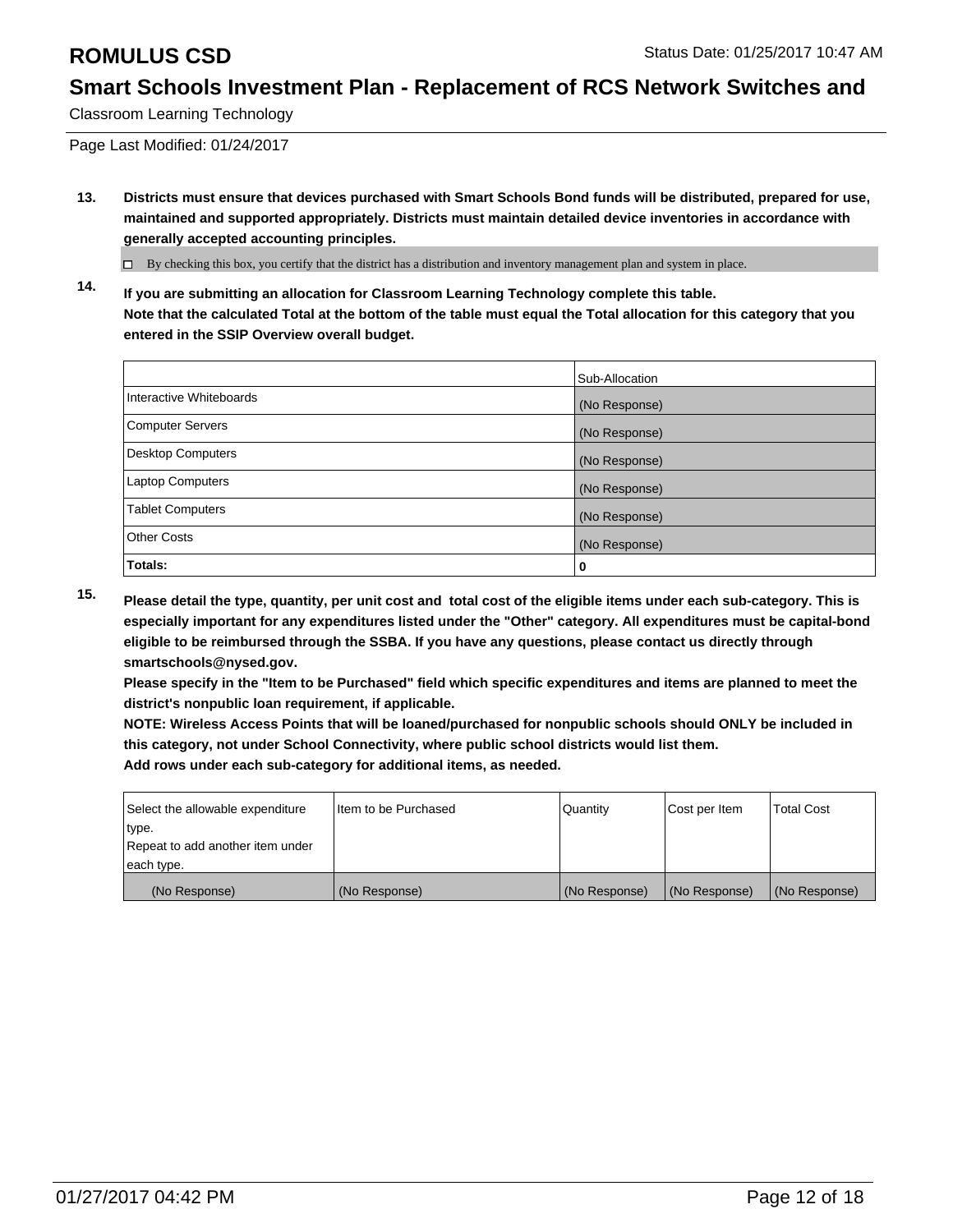**13. Districts must ensure that devices purchased with Smart Schools Bond funds will be distributed, prepared for use, maintained and supported appropriately. Districts must maintain detailed device inventories in accordance with generally accepted accounting principles.**

☐ By checking this box, you certify that the district has a distribution and inventory management plan and system in place.

**14. If you are submitting an allocation for Classroom Learning Technology complete this table. Note that the calculated Total at the bottom of the table must equal the Total allocation for this category that you entered in the SSIP Overview overall budget.**

| | Sub-Allocation |
|---|---|
| Interactive Whiteboards | (No Response) |
| Computer Servers | (No Response) |
| Desktop Computers | (No Response) |
| Laptop Computers | (No Response) |
| Tablet Computers | (No Response) |
| Other Costs | (No Response) |
| **Totals:** | **0** |

**15. Please detail the type, quantity, per unit cost and total cost of the eligible items under each sub-category. This is especially important for any expenditures listed under the "Other" category. All expenditures must be capital-bond eligible to be reimbursed through the SSBA. If you have any questions, please contact us directly through smartschools@nysed.gov.**

**Please specify in the "Item to be Purchased" field which specific expenditures and items are planned to meet the district's nonpublic loan requirement, if applicable.**

**NOTE: Wireless Access Points that will be loaned/purchased for nonpublic schools should ONLY be included in this category, not under School Connectivity, where public school districts would list them.**

**Add rows under each sub-category for additional items, as needed.**

| Select the allowable expenditure type. Repeat to add another item under each type. | Item to be Purchased | Quantity | Cost per Item | Total Cost |
|---|---|---|---|---|
| (No Response) | (No Response) | (No Response) | (No Response) | (No Response) |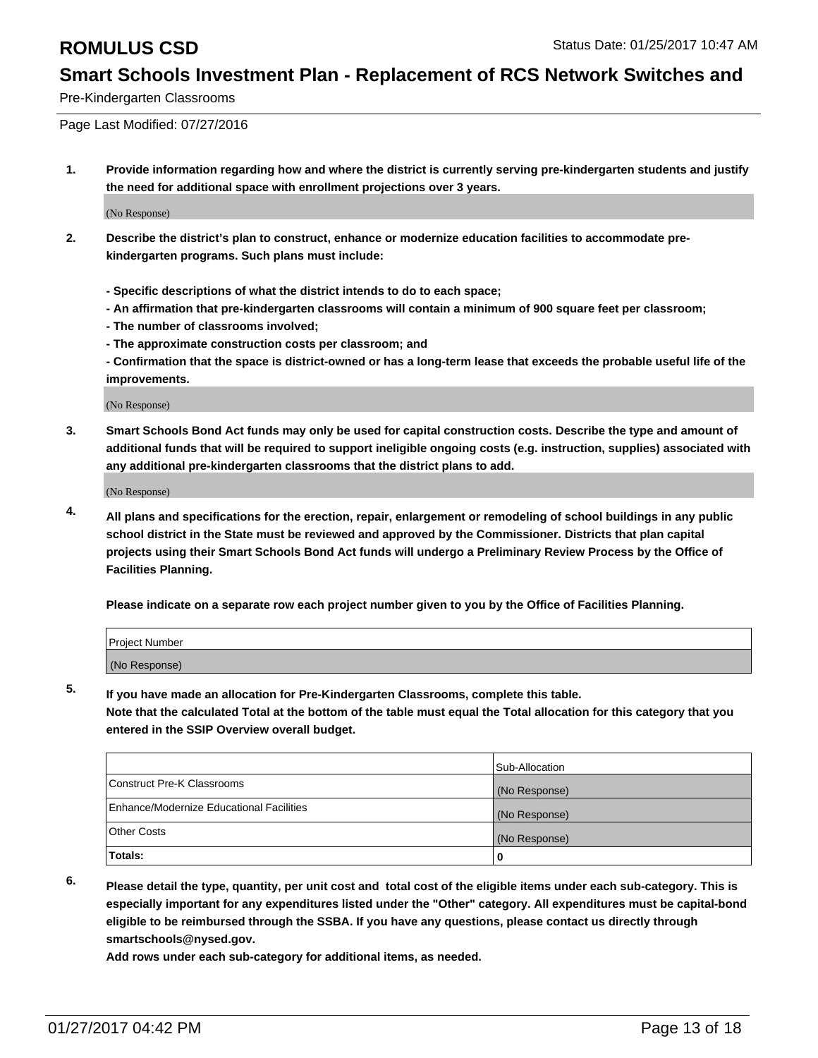Pre-Kindergarten Classrooms

Page Last Modified: 07/27/2016

1. **Provide information regarding how and where the district is currently serving pre-kindergarten students and justify the need for additional space with enrollment projections over 3 years.**

   (No Response)

2. **Describe the district's plan to construct, enhance or modernize education facilities to accommodate pre-kindergarten programs. Such plans must include:**

   **- Specific descriptions of what the district intends to do to each space;**
   **- An affirmation that pre-kindergarten classrooms will contain a minimum of 900 square feet per classroom;**
   **- The number of classrooms involved;**
   **- The approximate construction costs per classroom; and**
   **- Confirmation that the space is district-owned or has a long-term lease that exceeds the probable useful life of the improvements.**

   (No Response)

3. **Smart Schools Bond Act funds may only be used for capital construction costs. Describe the type and amount of additional funds that will be required to support ineligible ongoing costs (e.g. instruction, supplies) associated with any additional pre-kindergarten classrooms that the district plans to add.**

   (No Response)

4. **All plans and specifications for the erection, repair, enlargement or remodeling of school buildings in any public school district in the State must be reviewed and approved by the Commissioner. Districts that plan capital projects using their Smart Schools Bond Act funds will undergo a Preliminary Review Process by the Office of Facilities Planning.**

   **Please indicate on a separate row each project number given to you by the Office of Facilities Planning.**

| Project Number |
|---|
| (No Response) |

5. **If you have made an allocation for Pre-Kindergarten Classrooms, complete this table.**
   **Note that the calculated Total at the bottom of the table must equal the Total allocation for this category that you entered in the SSIP Overview overall budget.**

| | Sub-Allocation |
|---|---|
| Construct Pre-K Classrooms | (No Response) |
| Enhance/Modernize Educational Facilities | (No Response) |
| Other Costs | (No Response) |
| **Totals:** | 0 |

6. **Please detail the type, quantity, per unit cost and total cost of the eligible items under each sub-category. This is especially important for any expenditures listed under the "Other" category. All expenditures must be capital-bond eligible to be reimbursed through the SSBA. If you have any questions, please contact us directly through smartschools@nysed.gov.**
   **Add rows under each sub-category for additional items, as needed.**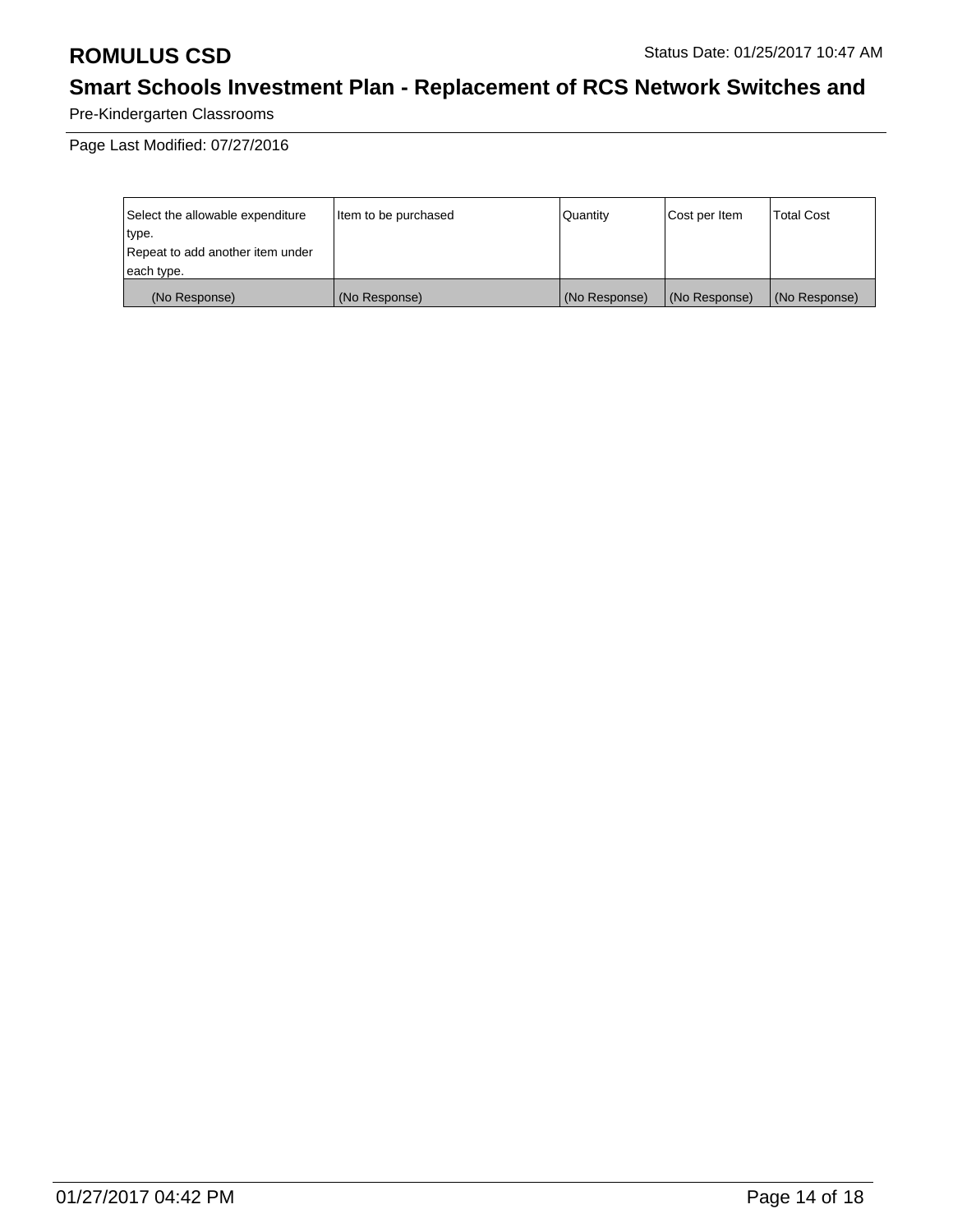| Select the allowable expenditure type.<br>Repeat to add another item under each type. | Item to be purchased | Quantity | Cost per Item | Total Cost |
| --- | --- | --- | --- | --- |
| (No Response) | (No Response) | (No Response) | (No Response) | (No Response) |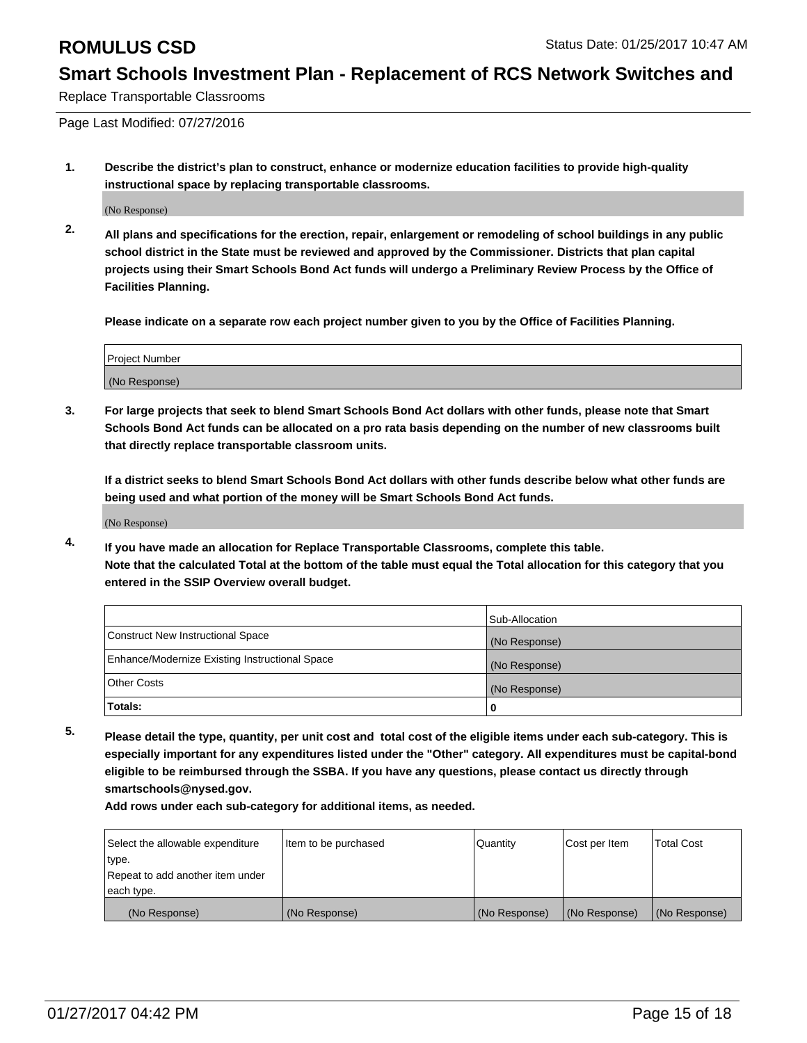## Smart Schools Investment Plan - Replacement of RCS Network Switches and

Replace Transportable Classrooms

Page Last Modified: 07/27/2016

**1. Describe the district's plan to construct, enhance or modernize education facilities to provide high-quality instructional space by replacing transportable classrooms.**

(No Response)

**2. All plans and specifications for the erection, repair, enlargement or remodeling of school buildings in any public school district in the State must be reviewed and approved by the Commissioner. Districts that plan capital projects using their Smart Schools Bond Act funds will undergo a Preliminary Review Process by the Office of Facilities Planning.**

**Please indicate on a separate row each project number given to you by the Office of Facilities Planning.**

| Project Number |
|---|
| (No Response) |

**3. For large projects that seek to blend Smart Schools Bond Act dollars with other funds, please note that Smart Schools Bond Act funds can be allocated on a pro rata basis depending on the number of new classrooms built that directly replace transportable classroom units.**

**If a district seeks to blend Smart Schools Bond Act dollars with other funds describe below what other funds are being used and what portion of the money will be Smart Schools Bond Act funds.**

(No Response)

**4. If you have made an allocation for Replace Transportable Classrooms, complete this table. Note that the calculated Total at the bottom of the table must equal the Total allocation for this category that you entered in the SSIP Overview overall budget.**

| | Sub-Allocation |
|---|---|
| Construct New Instructional Space | (No Response) |
| Enhance/Modernize Existing Instructional Space | (No Response) |
| Other Costs | (No Response) |
| **Totals:** | **0** |

**5. Please detail the type, quantity, per unit cost and total cost of the eligible items under each sub-category. This is especially important for any expenditures listed under the "Other" category. All expenditures must be capital-bond eligible to be reimbursed through the SSBA. If you have any questions, please contact us directly through smartschools@nysed.gov.**

**Add rows under each sub-category for additional items, as needed.**

| Select the allowable expenditure type. Repeat to add another item under each type. | Item to be purchased | Quantity | Cost per Item | Total Cost |
|---|---|---|---|---|
| (No Response) | (No Response) | (No Response) | (No Response) | (No Response) |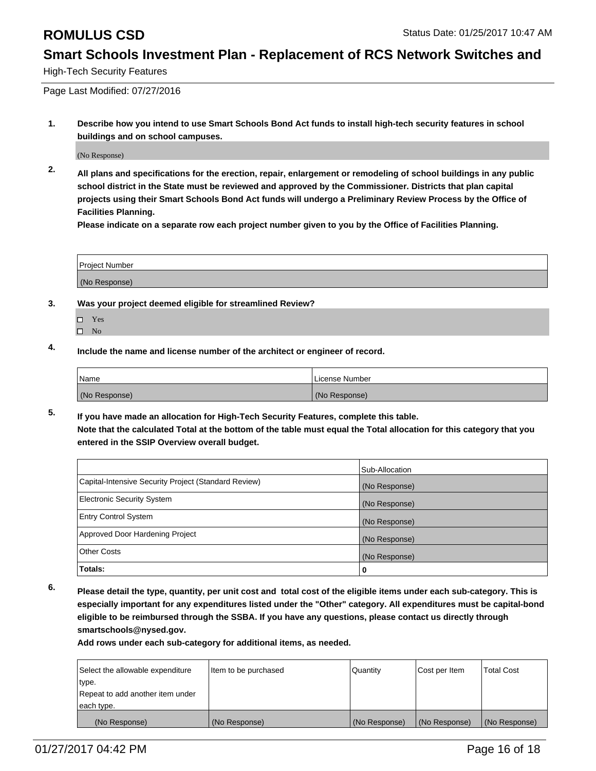# ROMULUS CSD

Status Date: 01/25/2017 10:47 AM

## Smart Schools Investment Plan - Replacement of RCS Network Switches and

High-Tech Security Features

Page Last Modified: 07/27/2016

**1. Describe how you intend to use Smart Schools Bond Act funds to install high-tech security features in school buildings and on school campuses.**

(No Response)

**2. All plans and specifications for the erection, repair, enlargement or remodeling of school buildings in any public school district in the State must be reviewed and approved by the Commissioner. Districts that plan capital projects using their Smart Schools Bond Act funds will undergo a Preliminary Review Process by the Office of Facilities Planning.**

**Please indicate on a separate row each project number given to you by the Office of Facilities Planning.**

| Project Number |
|---|
| (No Response) |

**3. Was your project deemed eligible for streamlined Review?**

- ☐ Yes
- ☐ No

**4. Include the name and license number of the architect or engineer of record.**

| Name | License Number |
|---|---|
| (No Response) | (No Response) |

**5. If you have made an allocation for High-Tech Security Features, complete this table.**
**Note that the calculated Total at the bottom of the table must equal the Total allocation for this category that you entered in the SSIP Overview overall budget.**

| | Sub-Allocation |
|---|---|
| Capital-Intensive Security Project (Standard Review) | (No Response) |
| Electronic Security System | (No Response) |
| Entry Control System | (No Response) |
| Approved Door Hardening Project | (No Response) |
| Other Costs | (No Response) |
| **Totals:** | **0** |

**6. Please detail the type, quantity, per unit cost and total cost of the eligible items under each sub-category. This is especially important for any expenditures listed under the "Other" category. All expenditures must be capital-bond eligible to be reimbursed through the SSBA. If you have any questions, please contact us directly through smartschools@nysed.gov.**

**Add rows under each sub-category for additional items, as needed.**

| Select the allowable expenditure type. Repeat to add another item under each type. | Item to be purchased | Quantity | Cost per Item | Total Cost |
|---|---|---|---|---|
| (No Response) | (No Response) | (No Response) | (No Response) | (No Response) |